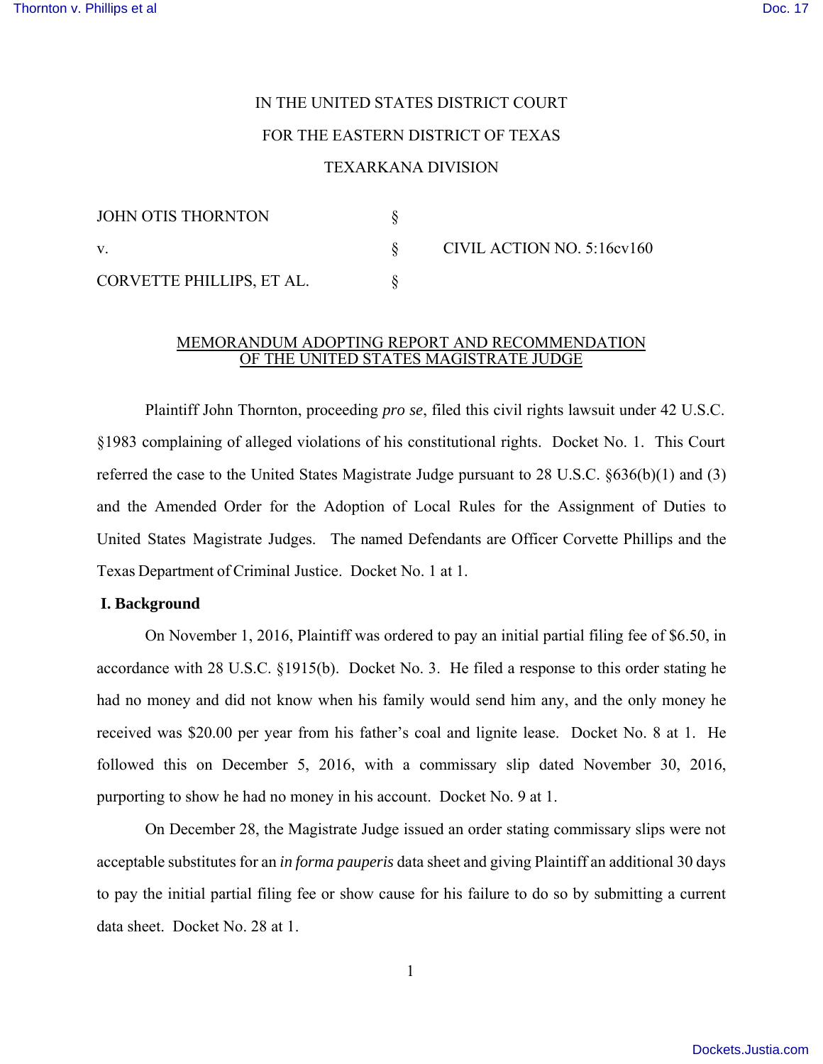IN THE UNITED STATES DISTRICT COURT

FOR THE EASTERN DISTRICT OF TEXAS

TEXARKANA DIVISION

| | | |
|---|---|---|
| JOHN OTIS THORNTON | § | |
| v. | § | CIVIL ACTION NO. 5:16cv160 |
| CORVETTE PHILLIPS, ET AL. | § | |

MEMORANDUM ADOPTING REPORT AND RECOMMENDATION OF THE UNITED STATES MAGISTRATE JUDGE

Plaintiff John Thornton, proceeding *pro se*, filed this civil rights lawsuit under 42 U.S.C. §1983 complaining of alleged violations of his constitutional rights. Docket No. 1. This Court referred the case to the United States Magistrate Judge pursuant to 28 U.S.C. §636(b)(1) and (3) and the Amended Order for the Adoption of Local Rules for the Assignment of Duties to United States Magistrate Judges. The named Defendants are Officer Corvette Phillips and the Texas Department of Criminal Justice. Docket No. 1 at 1.

**I. Background**

On November 1, 2016, Plaintiff was ordered to pay an initial partial filing fee of $6.50, in accordance with 28 U.S.C. §1915(b). Docket No. 3. He filed a response to this order stating he had no money and did not know when his family would send him any, and the only money he received was $20.00 per year from his father's coal and lignite lease. Docket No. 8 at 1. He followed this on December 5, 2016, with a commissary slip dated November 30, 2016, purporting to show he had no money in his account. Docket No. 9 at 1.

On December 28, the Magistrate Judge issued an order stating commissary slips were not acceptable substitutes for an *in forma pauperis* data sheet and giving Plaintiff an additional 30 days to pay the initial partial filing fee or show cause for his failure to do so by submitting a current data sheet. Docket No. 28 at 1.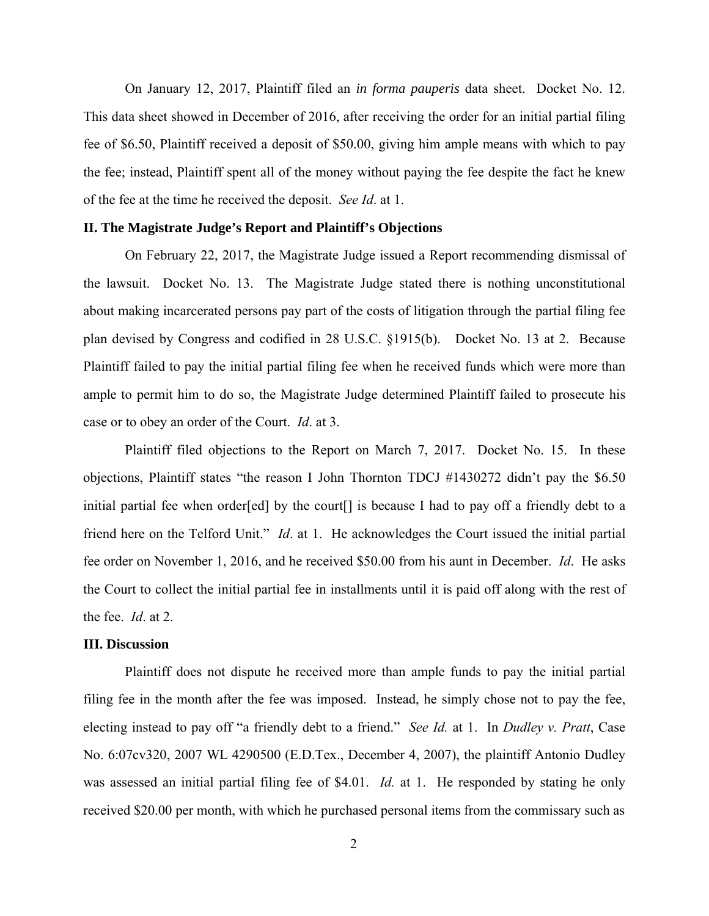On January 12, 2017, Plaintiff filed an *in forma pauperis* data sheet. Docket No. 12. This data sheet showed in December of 2016, after receiving the order for an initial partial filing fee of $6.50, Plaintiff received a deposit of $50.00, giving him ample means with which to pay the fee; instead, Plaintiff spent all of the money without paying the fee despite the fact he knew of the fee at the time he received the deposit. *See Id*. at 1.

## II. The Magistrate Judge's Report and Plaintiff's Objections

On February 22, 2017, the Magistrate Judge issued a Report recommending dismissal of the lawsuit. Docket No. 13. The Magistrate Judge stated there is nothing unconstitutional about making incarcerated persons pay part of the costs of litigation through the partial filing fee plan devised by Congress and codified in 28 U.S.C. §1915(b). Docket No. 13 at 2. Because Plaintiff failed to pay the initial partial filing fee when he received funds which were more than ample to permit him to do so, the Magistrate Judge determined Plaintiff failed to prosecute his case or to obey an order of the Court. *Id*. at 3.

Plaintiff filed objections to the Report on March 7, 2017. Docket No. 15. In these objections, Plaintiff states "the reason I John Thornton TDCJ #1430272 didn't pay the $6.50 initial partial fee when order[ed] by the court[] is because I had to pay off a friendly debt to a friend here on the Telford Unit." *Id*. at 1. He acknowledges the Court issued the initial partial fee order on November 1, 2016, and he received $50.00 from his aunt in December. *Id*. He asks the Court to collect the initial partial fee in installments until it is paid off along with the rest of the fee. *Id*. at 2.

## III. Discussion

Plaintiff does not dispute he received more than ample funds to pay the initial partial filing fee in the month after the fee was imposed. Instead, he simply chose not to pay the fee, electing instead to pay off "a friendly debt to a friend." *See Id.* at 1. In *Dudley v. Pratt*, Case No. 6:07cv320, 2007 WL 4290500 (E.D.Tex., December 4, 2007), the plaintiff Antonio Dudley was assessed an initial partial filing fee of $4.01. *Id.* at 1. He responded by stating he only received $20.00 per month, with which he purchased personal items from the commissary such as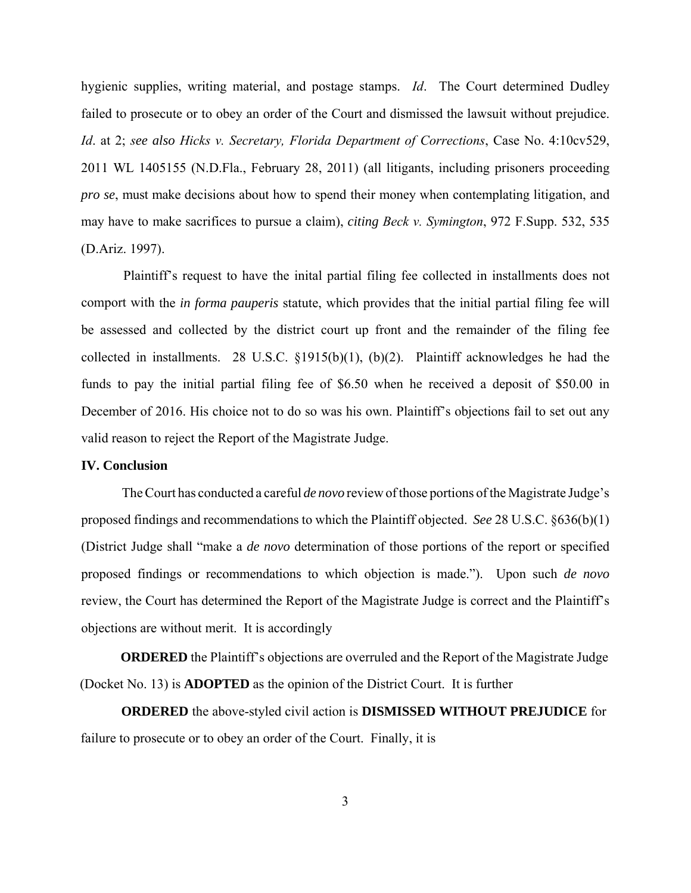hygienic supplies, writing material, and postage stamps. *Id*. The Court determined Dudley failed to prosecute or to obey an order of the Court and dismissed the lawsuit without prejudice. *Id*. at 2; *see also Hicks v. Secretary, Florida Department of Corrections*, Case No. 4:10cv529, 2011 WL 1405155 (N.D.Fla., February 28, 2011) (all litigants, including prisoners proceeding *pro se*, must make decisions about how to spend their money when contemplating litigation, and may have to make sacrifices to pursue a claim), *citing Beck v. Symington*, 972 F.Supp. 532, 535 (D.Ariz. 1997).

Plaintiff's request to have the inital partial filing fee collected in installments does not comport with the *in forma pauperis* statute, which provides that the initial partial filing fee will be assessed and collected by the district court up front and the remainder of the filing fee collected in installments. 28 U.S.C. §1915(b)(1), (b)(2). Plaintiff acknowledges he had the funds to pay the initial partial filing fee of $6.50 when he received a deposit of $50.00 in December of 2016. His choice not to do so was his own. Plaintiff's objections fail to set out any valid reason to reject the Report of the Magistrate Judge.

**IV. Conclusion**

The Court has conducted a careful *de novo* review of those portions of the Magistrate Judge's proposed findings and recommendations to which the Plaintiff objected. *See* 28 U.S.C. §636(b)(1) (District Judge shall "make a *de novo* determination of those portions of the report or specified proposed findings or recommendations to which objection is made."). Upon such *de novo* review, the Court has determined the Report of the Magistrate Judge is correct and the Plaintiff's objections are without merit. It is accordingly

**ORDERED** the Plaintiff's objections are overruled and the Report of the Magistrate Judge (Docket No. 13) is **ADOPTED** as the opinion of the District Court. It is further

**ORDERED** the above-styled civil action is **DISMISSED WITHOUT PREJUDICE** for failure to prosecute or to obey an order of the Court. Finally, it is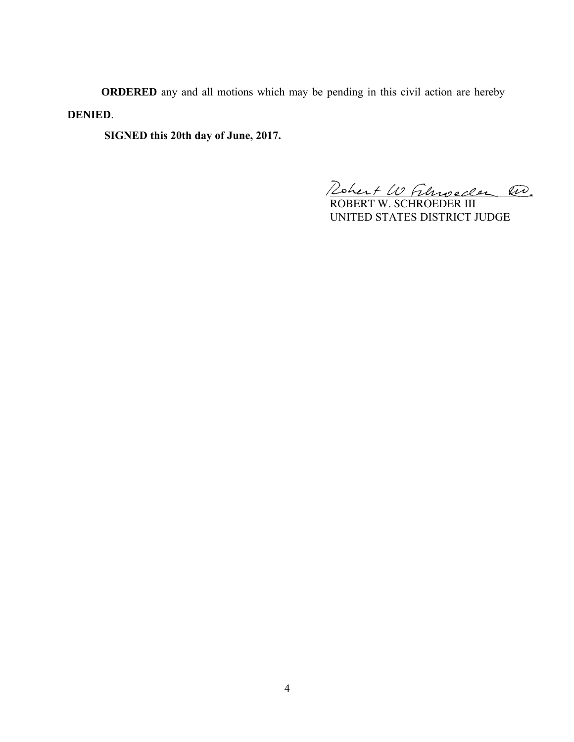**ORDERED** any and all motions which may be pending in this civil action are hereby **DENIED**.

**SIGNED this 20th day of June, 2017.**

ROBERT W. SCHROEDER III
UNITED STATES DISTRICT JUDGE